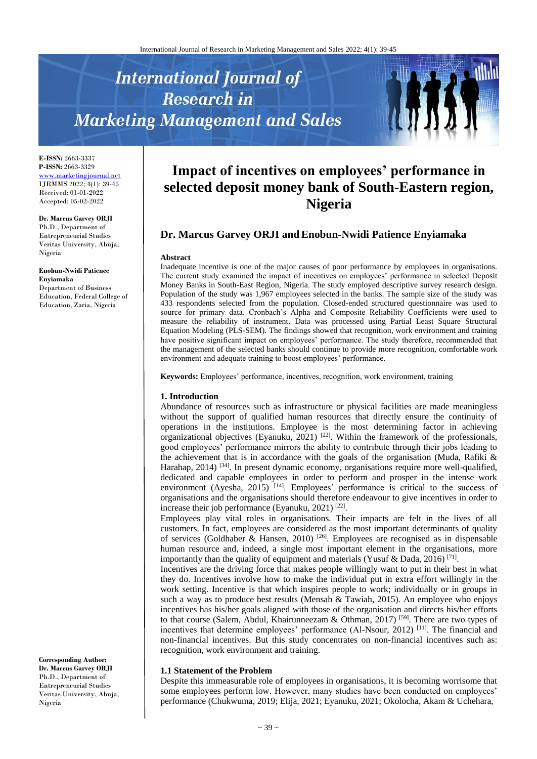E-ISSN: 2663-3337
P-ISSN: 2663-3329
www.marketingjournal.net
IJRMMS 2022; 4(1): 39-45
Received: 01-01-2022
Accepted: 05-02-2022

**Dr. Marcus Garvey ORJI**
Ph.D., Department of Entrepreneurial Studies Veritas University, Abuja, Nigeria

**Enobun-Nwidi Patience Enyiamaka**
Department of Business Education, Federal College of Education, Zaria, Nigeria

**Corresponding Author:**
**Dr. Marcus Garvey ORJI**
Ph.D., Department of Entrepreneurial Studies Veritas University, Abuja, Nigeria

# Impact of incentives on employees' performance in selected deposit money bank of South-Eastern region, Nigeria

## Dr. Marcus Garvey ORJI and Enobun-Nwidi Patience Enyiamaka

### Abstract

Inadequate incentive is one of the major causes of poor performance by employees in organisations. The current study examined the impact of incentives on employees' performance in selected Deposit Money Banks in South-East Region, Nigeria. The study employed descriptive survey research design. Population of the study was 1,967 employees selected in the banks. The sample size of the study was 433 respondents selected from the population. Closed-ended structured questionnaire was used to source for primary data. Cronbach's Alpha and Composite Reliability Coefficients were used to measure the reliability of instrument. Data was processed using Partial Least Square Structural Equation Modeling (PLS-SEM). The findings showed that recognition, work environment and training have positive significant impact on employees' performance. The study therefore, recommended that the management of the selected banks should continue to provide more recognition, comfortable work environment and adequate training to boost employees' performance.

**Keywords:** Employees' performance, incentives, recognition, work environment, training

## 1. Introduction

Abundance of resources such as infrastructure or physical facilities are made meaningless without the support of qualified human resources that directly ensure the continuity of operations in the institutions. Employee is the most determining factor in achieving organizational objectives (Eyanuku, 2021) [22]. Within the framework of the professionals, good employees' performance mirrors the ability to contribute through their jobs leading to the achievement that is in accordance with the goals of the organisation (Muda, Rafiki & Harahap, 2014) [34]. In present dynamic economy, organisations require more well-qualified, dedicated and capable employees in order to perform and prosper in the intense work environment (Ayesha, 2015) [14]. Employees' performance is critical to the success of organisations and the organisations should therefore endeavour to give incentives in order to increase their job performance (Eyanuku, 2021) [22].

Employees play vital roles in organisations. Their impacts are felt in the lives of all customers. In fact, employees are considered as the most important determinants of quality of services (Goldhaber & Hansen, 2010) [26]. Employees are recognised as in dispensable human resource and, indeed, a single most important element in the organisations, more importantly than the quality of equipment and materials (Yusuf & Dada, 2016) [71].

Incentives are the driving force that makes people willingly want to put in their best in what they do. Incentives involve how to make the individual put in extra effort willingly in the work setting. Incentive is that which inspires people to work; individually or in groups in such a way as to produce best results (Mensah & Tawiah, 2015). An employee who enjoys incentives has his/her goals aligned with those of the organisation and directs his/her efforts to that course (Salem, Abdul, Khairunneezam & Othman, 2017) [59]. There are two types of incentives that determine employees' performance (Al-Nsour, 2012) [11]. The financial and non-financial incentives. But this study concentrates on non-financial incentives such as: recognition, work environment and training.

### 1.1 Statement of the Problem

Despite this immeasurable role of employees in organisations, it is becoming worrisome that some employees perform low. However, many studies have been conducted on employees' performance (Chukwuma, 2019; Elija, 2021; Eyanuku, 2021; Okolocha, Akam & Uchehara,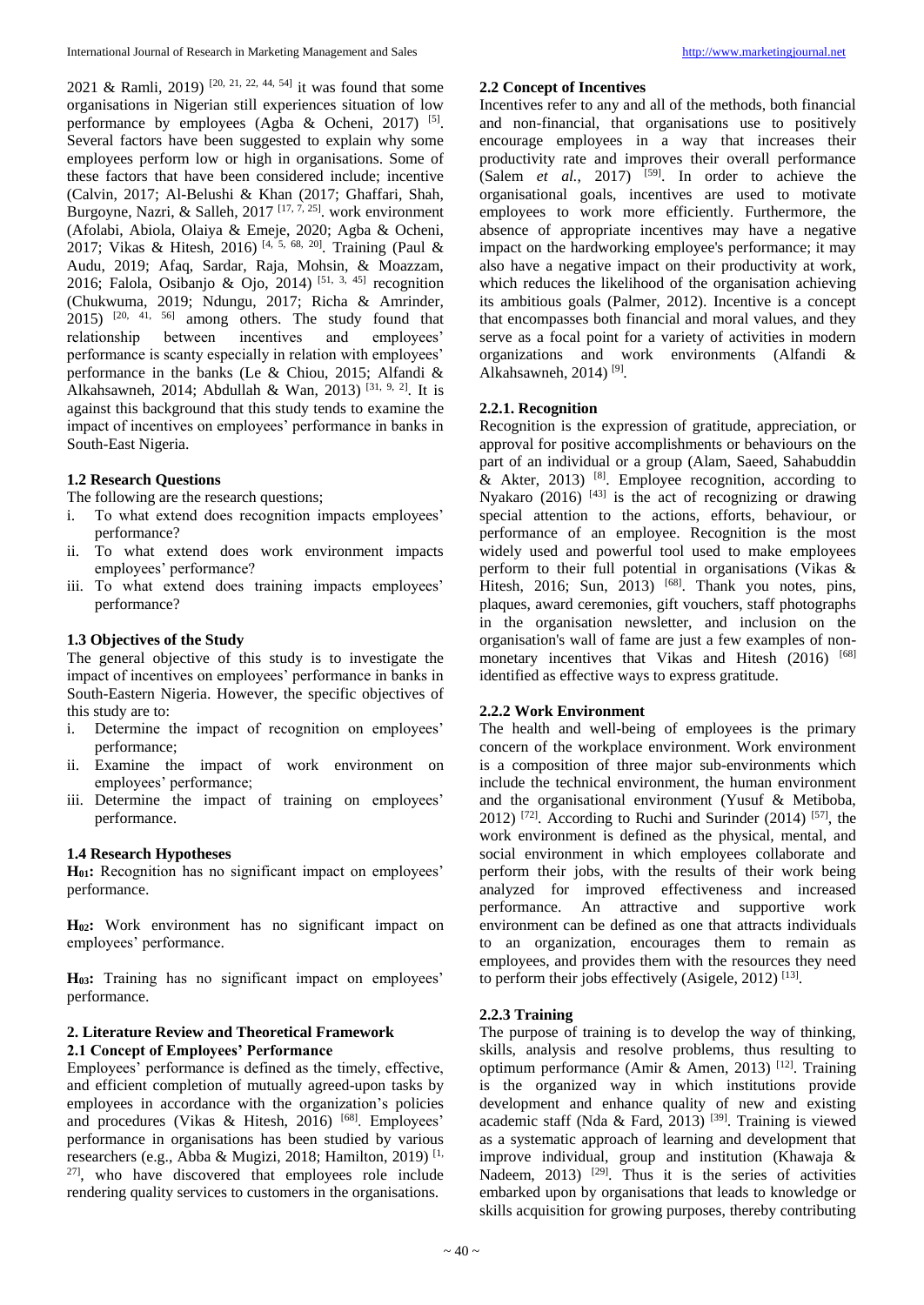2021 & Ramli, 2019) [20, 21, 22, 44, 54] it was found that some organisations in Nigerian still experiences situation of low performance by employees (Agba & Ocheni, 2017) [5]. Several factors have been suggested to explain why some employees perform low or high in organisations. Some of these factors that have been considered include; incentive (Calvin, 2017; Al-Belushi & Khan (2017; Ghaffari, Shah, Burgoyne, Nazri, & Salleh, 2017 [17, 7, 25]. work environment (Afolabi, Abiola, Olaiya & Emeje, 2020; Agba & Ocheni, 2017; Vikas & Hitesh, 2016) [4, 5, 68, 20]. Training (Paul & Audu, 2019; Afaq, Sardar, Raja, Mohsin, & Moazzam, 2016; Falola, Osibanjo & Ojo, 2014) [51, 3, 45] recognition (Chukwuma, 2019; Ndungu, 2017; Richa & Amrinder, 2015) [20, 41, 56] among others. The study found that relationship between incentives and employees' performance is scanty especially in relation with employees' performance in the banks (Le & Chiou, 2015; Alfandi & Alkahsawneh, 2014; Abdullah & Wan, 2013) [31, 9, 2]. It is against this background that this study tends to examine the impact of incentives on employees' performance in banks in South-East Nigeria.

### 1.2 Research Questions

The following are the research questions;

i. To what extend does recognition impacts employees' performance?
ii. To what extend does work environment impacts employees' performance?
iii. To what extend does training impacts employees' performance?

### 1.3 Objectives of the Study

The general objective of this study is to investigate the impact of incentives on employees' performance in banks in South-Eastern Nigeria. However, the specific objectives of this study are to:

i. Determine the impact of recognition on employees' performance;
ii. Examine the impact of work environment on employees' performance;
iii. Determine the impact of training on employees' performance.

### 1.4 Research Hypotheses

**$H_{01}$:** Recognition has no significant impact on employees' performance.

**$H_{02}$:** Work environment has no significant impact on employees' performance.

**$H_{03}$:** Training has no significant impact on employees' performance.

## 2. Literature Review and Theoretical Framework

### 2.1 Concept of Employees' Performance

Employees' performance is defined as the timely, effective, and efficient completion of mutually agreed-upon tasks by employees in accordance with the organization's policies and procedures (Vikas & Hitesh, 2016) [68]. Employees' performance in organisations has been studied by various researchers (e.g., Abba & Mugizi, 2018; Hamilton, 2019) [1, 27], who have discovered that employees role include rendering quality services to customers in the organisations.

### 2.2 Concept of Incentives

Incentives refer to any and all of the methods, both financial and non-financial, that organisations use to positively encourage employees in a way that increases their productivity rate and improves their overall performance (Salem *et al.*, 2017) [59]. In order to achieve the organisational goals, incentives are used to motivate employees to work more efficiently. Furthermore, the absence of appropriate incentives may have a negative impact on the hardworking employee's performance; it may also have a negative impact on their productivity at work, which reduces the likelihood of the organisation achieving its ambitious goals (Palmer, 2012). Incentive is a concept that encompasses both financial and moral values, and they serve as a focal point for a variety of activities in modern organizations and work environments (Alfandi & Alkahsawneh, 2014) [9].

#### 2.2.1. Recognition

Recognition is the expression of gratitude, appreciation, or approval for positive accomplishments or behaviours on the part of an individual or a group (Alam, Saeed, Sahabuddin & Akter, 2013) [8]. Employee recognition, according to Nyakaro (2016) [43] is the act of recognizing or drawing special attention to the actions, efforts, behaviour, or performance of an employee. Recognition is the most widely used and powerful tool used to make employees perform to their full potential in organisations (Vikas & Hitesh, 2016; Sun, 2013) [68]. Thank you notes, pins, plaques, award ceremonies, gift vouchers, staff photographs in the organisation newsletter, and inclusion on the organisation's wall of fame are just a few examples of non-monetary incentives that Vikas and Hitesh (2016) [68] identified as effective ways to express gratitude.

#### 2.2.2 Work Environment

The health and well-being of employees is the primary concern of the workplace environment. Work environment is a composition of three major sub-environments which include the technical environment, the human environment and the organisational environment (Yusuf & Metiboba, 2012) [72]. According to Ruchi and Surinder (2014) [57], the work environment is defined as the physical, mental, and social environment in which employees collaborate and perform their jobs, with the results of their work being analyzed for improved effectiveness and increased performance. An attractive and supportive work environment can be defined as one that attracts individuals to an organization, encourages them to remain as employees, and provides them with the resources they need to perform their jobs effectively (Asigele, 2012) [13].

#### 2.2.3 Training

The purpose of training is to develop the way of thinking, skills, analysis and resolve problems, thus resulting to optimum performance (Amir & Amen, 2013) [12]. Training is the organized way in which institutions provide development and enhance quality of new and existing academic staff (Nda & Fard, 2013) [39]. Training is viewed as a systematic approach of learning and development that improve individual, group and institution (Khawaja & Nadeem, 2013) [29]. Thus it is the series of activities embarked upon by organisations that leads to knowledge or skills acquisition for growing purposes, thereby contributing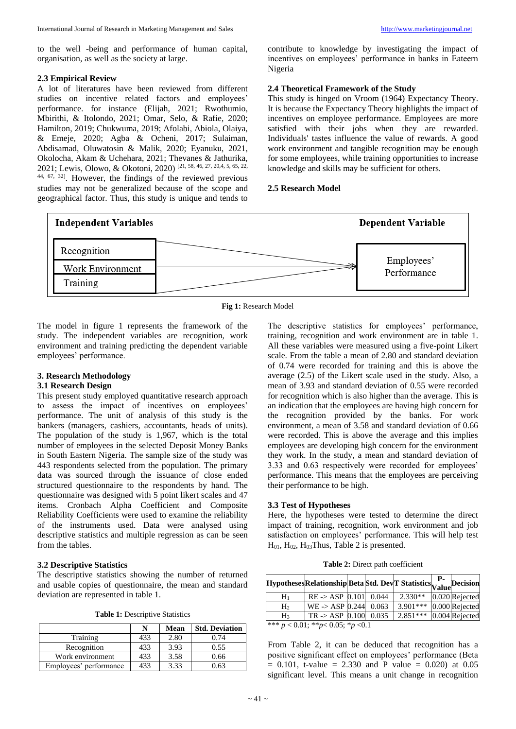to the well -being and performance of human capital, organisation, as well as the society at large.

### 2.3 Empirical Review

A lot of literatures have been reviewed from different studies on incentive related factors and employees' performance. for instance (Elijah, 2021; Rwothumio, Mbirithi, & Itolondo, 2021; Omar, Selo, & Rafie, 2020; Hamilton, 2019; Chukwuma, 2019; Afolabi, Abiola, Olaiya, & Emeje, 2020; Agba & Ocheni, 2017; Sulaiman, Abdisamad, Oluwatosin & Malik, 2020; Eyanuku, 2021, Okolocha, Akam & Uchehara, 2021; Thevanes & Jathurika, 2021; Lewis, Olowo, & Okotoni, 2020) [21, 58, 46, 27, 20,4, 5, 65, 22, 44, 67, 32]. However, the findings of the reviewed previous studies may not be generalized because of the scope and geographical factor. Thus, this study is unique and tends to contribute to knowledge by investigating the impact of incentives on employees' performance in banks in Eateern Nigeria

### 2.4 Theoretical Framework of the Study

This study is hinged on Vroom (1964) Expectancy Theory. It is because the Expectancy Theory highlights the impact of incentives on employee performance. Employees are more satisfied with their jobs when they are rewarded. Individuals' tastes influence the value of rewards. A good work environment and tangible recognition may be enough for some employees, while training opportunities to increase knowledge and skills may be sufficient for others.

### 2.5 Research Model

| Independent Variables | | Dependent Variable |
|---|---|---|
| Recognition | → | Employees' Performance |
| Work Environment | → | |
| Training | → | |

**Fig 1:** Research Model

The model in figure 1 represents the framework of the study. The independent variables are recognition, work environment and training predicting the dependent variable employees' performance.

## 3. Research Methodology

### 3.1 Research Design

This present study employed quantitative research approach to assess the impact of incentives on employees' performance. The unit of analysis of this study is the bankers (managers, cashiers, accountants, heads of units). The population of the study is 1,967, which is the total number of employees in the selected Deposit Money Banks in South Eastern Nigeria. The sample size of the study was 443 respondents selected from the population. The primary data was sourced through the issuance of close ended structured questionnaire to the respondents by hand. The questionnaire was designed with 5 point likert scales and 47 items. Cronbach Alpha Coefficient and Composite Reliability Coefficients were used to examine the reliability of the instruments used. Data were analysed using descriptive statistics and multiple regression as can be seen from the tables.

### 3.2 Descriptive Statistics

The descriptive statistics showing the number of returned and usable copies of questionnaire, the mean and standard deviation are represented in table 1.

**Table 1:** Descriptive Statistics

| | N | Mean | Std. Deviation |
|---|---|---|---|
| Training | 433 | 2.80 | 0.74 |
| Recognition | 433 | 3.93 | 0.55 |
| Work environment | 433 | 3.58 | 0.66 |
| Employees' performance | 433 | 3.33 | 0.63 |

The descriptive statistics for employees' performance, training, recognition and work environment are in table 1. All these variables were measured using a five-point Likert scale. From the table a mean of 2.80 and standard deviation of 0.74 were recorded for training and this is above the average (2.5) of the Likert scale used in the study. Also, a mean of 3.93 and standard deviation of 0.55 were recorded for recognition which is also higher than the average. This is an indication that the employees are having high concern for the recognition provided by the banks. For work environment, a mean of 3.58 and standard deviation of 0.66 were recorded. This is above the average and this implies employees are developing high concern for the environment they work. In the study, a mean and standard deviation of 3.33 and 0.63 respectively were recorded for employees' performance. This means that the employees are perceiving their performance to be high.

### 3.3 Test of Hypotheses

Here, the hypotheses were tested to determine the direct impact of training, recognition, work environment and job satisfaction on employees' performance. This will help test $H_{01}$, $H_{02}$, $H_{03}$Thus, Table 2 is presented.

**Table 2:** Direct path coefficient

| Hypotheses | Relationship | Beta | Std. Dev | T Statistics | P-Value | Decision |
|---|---|---|---|---|---|---|
| $H_1$ | RE -> ASP | 0.101 | 0.044 | 2.330** | 0.020 | Rejected |
| $H_2$ | WE -> ASP | 0.244 | 0.063 | 3.901*** | 0.000 | Rejected |
| $H_3$ | TR -> ASP | 0.100 | 0.035 | 2.851*** | 0.004 | Rejected |

*** $p < 0.01$; ** $p < 0.05$; * $p < 0.1$

From Table 2, it can be deduced that recognition has a positive significant effect on employees' performance (Beta = 0.101, t-value = 2.330 and P value = 0.020) at 0.05 significant level. This means a unit change in recognition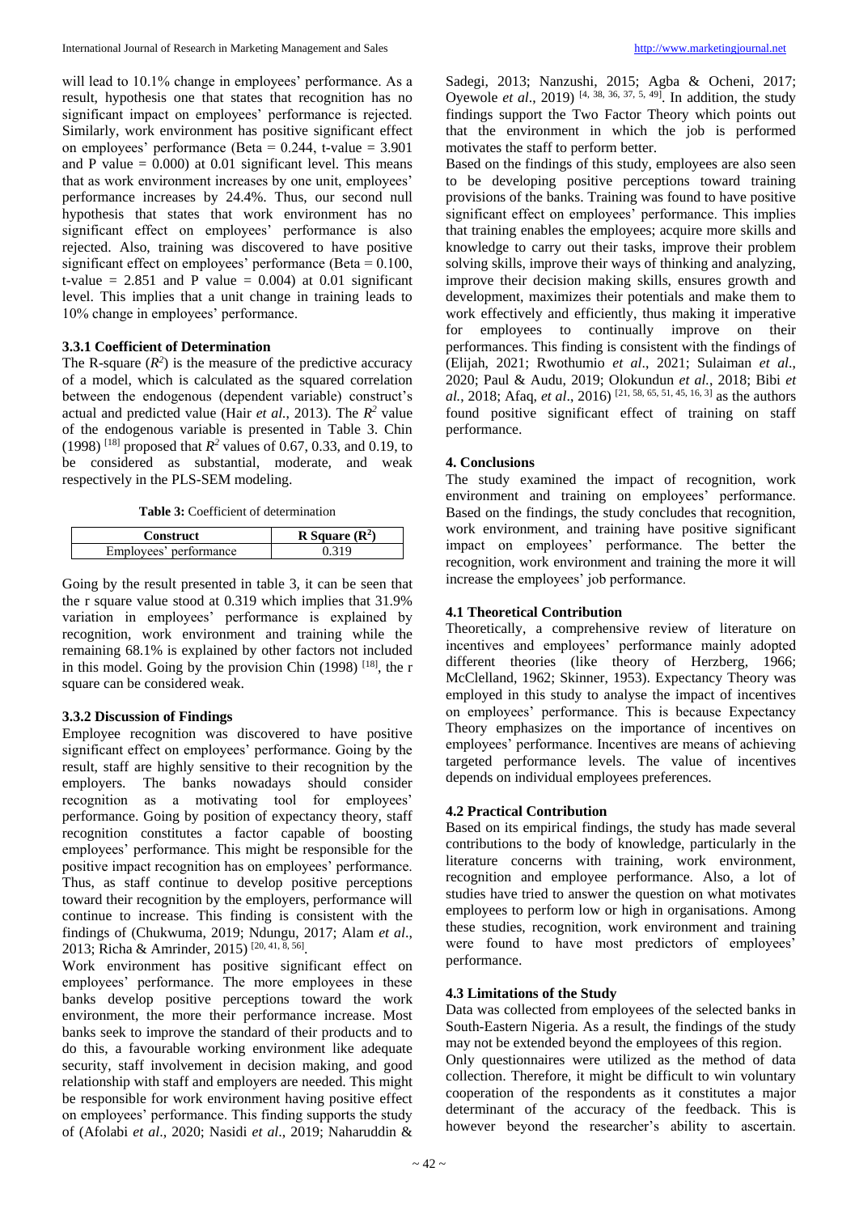will lead to 10.1% change in employees' performance. As a result, hypothesis one that states that recognition has no significant impact on employees' performance is rejected. Similarly, work environment has positive significant effect on employees' performance (Beta = 0.244, t-value = 3.901 and P value = 0.000) at 0.01 significant level. This means that as work environment increases by one unit, employees' performance increases by 24.4%. Thus, our second null hypothesis that states that work environment has no significant effect on employees' performance is also rejected. Also, training was discovered to have positive significant effect on employees' performance (Beta = 0.100, t-value = 2.851 and P value = 0.004) at 0.01 significant level. This implies that a unit change in training leads to 10% change in employees' performance.

### 3.3.1 Coefficient of Determination

The R-square ($R^2$) is the measure of the predictive accuracy of a model, which is calculated as the squared correlation between the endogenous (dependent variable) construct's actual and predicted value (Hair *et al.*, 2013). The $R^2$ value of the endogenous variable is presented in Table 3. Chin (1998) [18] proposed that $R^2$ values of 0.67, 0.33, and 0.19, to be considered as substantial, moderate, and weak respectively in the PLS-SEM modeling.

**Table 3:** Coefficient of determination

| Construct | R Square ($R^2$) |
|---|---|
| Employees' performance | 0.319 |

Going by the result presented in table 3, it can be seen that the r square value stood at 0.319 which implies that 31.9% variation in employees' performance is explained by recognition, work environment and training while the remaining 68.1% is explained by other factors not included in this model. Going by the provision Chin (1998) [18], the r square can be considered weak.

### 3.3.2 Discussion of Findings

Employee recognition was discovered to have positive significant effect on employees' performance. Going by the result, staff are highly sensitive to their recognition by the employers. The banks nowadays should consider recognition as a motivating tool for employees' performance. Going by position of expectancy theory, staff recognition constitutes a factor capable of boosting employees' performance. This might be responsible for the positive impact recognition has on employees' performance. Thus, as staff continue to develop positive perceptions toward their recognition by the employers, performance will continue to increase. This finding is consistent with the findings of (Chukwuma, 2019; Ndungu, 2017; Alam *et al*., 2013; Richa & Amrinder, 2015) [20, 41, 8, 56].

Work environment has positive significant effect on employees' performance. The more employees in these banks develop positive perceptions toward the work environment, the more their performance increase. Most banks seek to improve the standard of their products and to do this, a favourable working environment like adequate security, staff involvement in decision making, and good relationship with staff and employers are needed. This might be responsible for work environment having positive effect on employees' performance. This finding supports the study of (Afolabi *et al*., 2020; Nasidi *et al*., 2019; Naharuddin & Sadegi, 2013; Nanzushi, 2015; Agba & Ocheni, 2017; Oyewole *et al*., 2019) [4, 38, 36, 37, 5, 49]. In addition, the study findings support the Two Factor Theory which points out that the environment in which the job is performed motivates the staff to perform better.

Based on the findings of this study, employees are also seen to be developing positive perceptions toward training provisions of the banks. Training was found to have positive significant effect on employees' performance. This implies that training enables the employees; acquire more skills and knowledge to carry out their tasks, improve their problem solving skills, improve their ways of thinking and analyzing, improve their decision making skills, ensures growth and development, maximizes their potentials and make them to work effectively and efficiently, thus making it imperative for employees to continually improve on their performances. This finding is consistent with the findings of (Elijah, 2021; Rwothumio *et al*., 2021; Sulaiman *et al*., 2020; Paul & Audu, 2019; Olokundun *et al.*, 2018; Bibi *et al.*, 2018; Afaq, *et al*., 2016) [21, 58, 65, 51, 45, 16, 3] as the authors found positive significant effect of training on staff performance.

## 4. Conclusions

The study examined the impact of recognition, work environment and training on employees' performance. Based on the findings, the study concludes that recognition, work environment, and training have positive significant impact on employees' performance. The better the recognition, work environment and training the more it will increase the employees' job performance.

### 4.1 Theoretical Contribution

Theoretically, a comprehensive review of literature on incentives and employees' performance mainly adopted different theories (like theory of Herzberg, 1966; McClelland, 1962; Skinner, 1953). Expectancy Theory was employed in this study to analyse the impact of incentives on employees' performance. This is because Expectancy Theory emphasizes on the importance of incentives on employees' performance. Incentives are means of achieving targeted performance levels. The value of incentives depends on individual employees preferences.

### 4.2 Practical Contribution

Based on its empirical findings, the study has made several contributions to the body of knowledge, particularly in the literature concerns with training, work environment, recognition and employee performance. Also, a lot of studies have tried to answer the question on what motivates employees to perform low or high in organisations. Among these studies, recognition, work environment and training were found to have most predictors of employees' performance.

### 4.3 Limitations of the Study

Data was collected from employees of the selected banks in South-Eastern Nigeria. As a result, the findings of the study may not be extended beyond the employees of this region.

Only questionnaires were utilized as the method of data collection. Therefore, it might be difficult to win voluntary cooperation of the respondents as it constitutes a major determinant of the accuracy of the feedback. This is however beyond the researcher's ability to ascertain.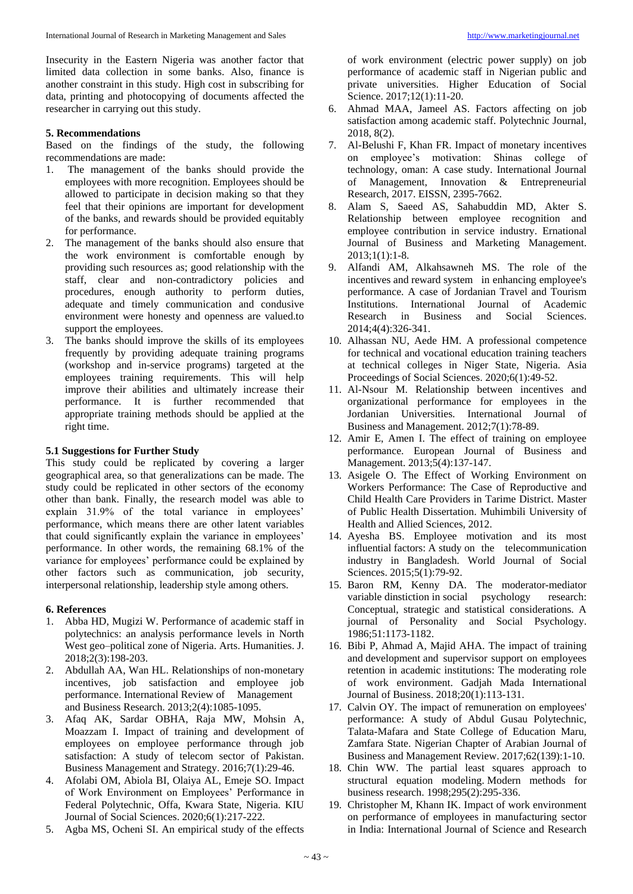Insecurity in the Eastern Nigeria was another factor that limited data collection in some banks. Also, finance is another constraint in this study. High cost in subscribing for data, printing and photocopying of documents affected the researcher in carrying out this study.

## 5. Recommendations

Based on the findings of the study, the following recommendations are made:

1. The management of the banks should provide the employees with more recognition. Employees should be allowed to participate in decision making so that they feel that their opinions are important for development of the banks, and rewards should be provided equitably for performance.
2. The management of the banks should also ensure that the work environment is comfortable enough by providing such resources as; good relationship with the staff, clear and non-contradictory policies and procedures, enough authority to perform duties, adequate and timely communication and condusive environment were honesty and openness are valued.to support the employees.
3. The banks should improve the skills of its employees frequently by providing adequate training programs (workshop and in-service programs) targeted at the employees training requirements. This will help improve their abilities and ultimately increase their performance. It is further recommended that appropriate training methods should be applied at the right time.

### 5.1 Suggestions for Further Study

This study could be replicated by covering a larger geographical area, so that generalizations can be made. The study could be replicated in other sectors of the economy other than bank. Finally, the research model was able to explain 31.9% of the total variance in employees' performance, which means there are other latent variables that could significantly explain the variance in employees' performance. In other words, the remaining 68.1% of the variance for employees' performance could be explained by other factors such as communication, job security, interpersonal relationship, leadership style among others.

## 6. References

1. Abba HD, Mugizi W. Performance of academic staff in polytechnics: an analysis performance levels in North West geo–political zone of Nigeria. Arts. Humanities. J. 2018;2(3):198-203.
2. Abdullah AA, Wan HL. Relationships of non-monetary incentives, job satisfaction and employee job performance. International Review of Management and Business Research. 2013;2(4):1085-1095.
3. Afaq AK, Sardar OBHA, Raja MW, Mohsin A, Moazzam I. Impact of training and development of employees on employee performance through job satisfaction: A study of telecom sector of Pakistan. Business Management and Strategy. 2016;7(1):29-46.
4. Afolabi OM, Abiola BI, Olaiya AL, Emeje SO. Impact of Work Environment on Employees' Performance in Federal Polytechnic, Offa, Kwara State, Nigeria. KIU Journal of Social Sciences. 2020;6(1):217-222.
5. Agba MS, Ocheni SI. An empirical study of the effects of work environment (electric power supply) on job performance of academic staff in Nigerian public and private universities. Higher Education of Social Science. 2017;12(1):11-20.
6. Ahmad MAA, Jameel AS. Factors affecting on job satisfaction among academic staff. Polytechnic Journal, 2018, 8(2).
7. Al-Belushi F, Khan FR. Impact of monetary incentives on employee's motivation: Shinas college of technology, oman: A case study. International Journal of Management, Innovation & Entrepreneurial Research, 2017. EISSN, 2395-7662.
8. Alam S, Saeed AS, Sahabuddin MD, Akter S. Relationship between employee recognition and employee contribution in service industry. Ernational Journal of Business and Marketing Management. 2013;1(1):1-8.
9. Alfandi AM, Alkahsawneh MS. The role of the incentives and reward system in enhancing employee's performance. A case of Jordanian Travel and Tourism Institutions. International Journal of Academic Research in Business and Social Sciences. 2014;4(4):326-341.
10. Alhassan NU, Aede HM. A professional competence for technical and vocational education training teachers at technical colleges in Niger State, Nigeria. Asia Proceedings of Social Sciences. 2020;6(1):49-52.
11. Al-Nsour M. Relationship between incentives and organizational performance for employees in the Jordanian Universities. International Journal of Business and Management. 2012;7(1):78-89.
12. Amir E, Amen I. The effect of training on employee performance. European Journal of Business and Management. 2013;5(4):137-147.
13. Asigele O. The Effect of Working Environment on Workers Performance: The Case of Reproductive and Child Health Care Providers in Tarime District. Master of Public Health Dissertation. Muhimbili University of Health and Allied Sciences, 2012.
14. Ayesha BS. Employee motivation and its most influential factors: A study on the telecommunication industry in Bangladesh. World Journal of Social Sciences. 2015;5(1):79-92.
15. Baron RM, Kenny DA. The moderator-mediator variable dinstiction in social psychology research: Conceptual, strategic and statistical considerations. A journal of Personality and Social Psychology. 1986;51:1173-1182.
16. Bibi P, Ahmad A, Majid AHA. The impact of training and development and supervisor support on employees retention in academic institutions: The moderating role of work environment. Gadjah Mada International Journal of Business. 2018;20(1):113-131.
17. Calvin OY. The impact of remuneration on employees' performance: A study of Abdul Gusau Polytechnic, Talata-Mafara and State College of Education Maru, Zamfara State. Nigerian Chapter of Arabian Journal of Business and Management Review. 2017;62(139):1-10.
18. Chin WW. The partial least squares approach to structural equation modeling. Modern methods for business research. 1998;295(2):295-336.
19. Christopher M, Khann IK. Impact of work environment on performance of employees in manufacturing sector in India: International Journal of Science and Research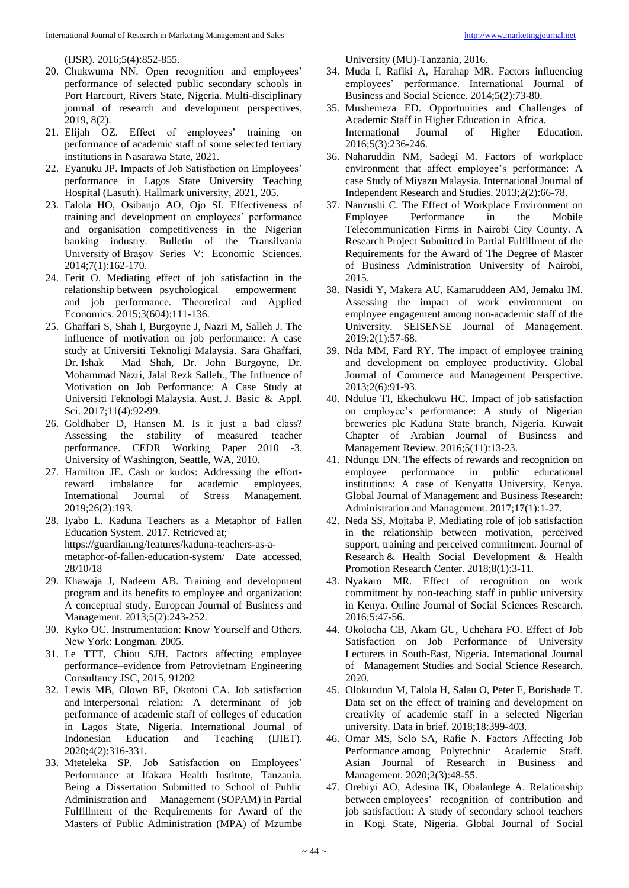(IJSR). 2016;5(4):852-855.

20. Chukwuma NN. Open recognition and employees' performance of selected public secondary schools in Port Harcourt, Rivers State, Nigeria. Multi-disciplinary journal of research and development perspectives, 2019, 8(2).
21. Elijah OZ. Effect of employees' training on performance of academic staff of some selected tertiary institutions in Nasarawa State, 2021.
22. Eyanuku JP. Impacts of Job Satisfaction on Employees' performance in Lagos State University Teaching Hospital (Lasuth). Hallmark university, 2021, 205.
23. Falola HO, Osibanjo AO, Ojo SI. Effectiveness of training and development on employees' performance and organisation competitiveness in the Nigerian banking industry. Bulletin of the Transilvania University of Braşov Series V: Economic Sciences. 2014;7(1):162-170.
24. Ferit O. Mediating effect of job satisfaction in the relationship between psychological empowerment and job performance. Theoretical and Applied Economics. 2015;3(604):111-136.
25. Ghaffari S, Shah I, Burgoyne J, Nazri M, Salleh J. The influence of motivation on job performance: A case study at Universiti Teknoligi Malaysia. Sara Ghaffari, Dr. Ishak Mad Shah, Dr. John Burgoyne, Dr. Mohammad Nazri, Jalal Rezk Salleh., The Influence of Motivation on Job Performance: A Case Study at Universiti Teknologi Malaysia. Aust. J. Basic & Appl. Sci. 2017;11(4):92-99.
26. Goldhaber D, Hansen M. Is it just a bad class? Assessing the stability of measured teacher performance. CEDR Working Paper 2010 -3. University of Washington, Seattle, WA, 2010.
27. Hamilton JE. Cash or kudos: Addressing the effort-reward imbalance for academic employees. International Journal of Stress Management. 2019;26(2):193.
28. Iyabo L. Kaduna Teachers as a Metaphor of Fallen Education System. 2017. Retrieved at; https://guardian.ng/features/kaduna-teachers-as-a-metaphor-of-fallen-education-system/ Date accessed, 28/10/18
29. Khawaja J, Nadeem AB. Training and development program and its benefits to employee and organization: A conceptual study. European Journal of Business and Management. 2013;5(2):243-252.
30. Kyko OC. Instrumentation: Know Yourself and Others. New York: Longman. 2005.
31. Le TTT, Chiou SJH. Factors affecting employee performance–evidence from Petrovietnam Engineering Consultancy JSC, 2015, 91202
32. Lewis MB, Olowo BF, Okotoni CA. Job satisfaction and interpersonal relation: A determinant of job performance of academic staff of colleges of education in Lagos State, Nigeria. International Journal of Indonesian Education and Teaching (IJIET). 2020;4(2):316-331.
33. Mteteleka SP. Job Satisfaction on Employees' Performance at Ifakara Health Institute, Tanzania. Being a Dissertation Submitted to School of Public Administration and Management (SOPAM) in Partial Fulfillment of the Requirements for Award of the Masters of Public Administration (MPA) of Mzumbe University (MU)-Tanzania, 2016.
34. Muda I, Rafiki A, Harahap MR. Factors influencing employees' performance. International Journal of Business and Social Science. 2014;5(2):73-80.
35. Mushemeza ED. Opportunities and Challenges of Academic Staff in Higher Education in Africa. International Journal of Higher Education. 2016;5(3):236-246.
36. Naharuddin NM, Sadegi M. Factors of workplace environment that affect employee's performance: A case Study of Miyazu Malaysia. International Journal of Independent Research and Studies. 2013;2(2):66-78.
37. Nanzushi C. The Effect of Workplace Environment on Employee Performance in the Mobile Telecommunication Firms in Nairobi City County. A Research Project Submitted in Partial Fulfillment of the Requirements for the Award of The Degree of Master of Business Administration University of Nairobi, 2015.
38. Nasidi Y, Makera AU, Kamaruddeen AM, Jemaku IM. Assessing the impact of work environment on employee engagement among non-academic staff of the University. SEISENSE Journal of Management. 2019;2(1):57-68.
39. Nda MM, Fard RY. The impact of employee training and development on employee productivity. Global Journal of Commerce and Management Perspective. 2013;2(6):91-93.
40. Ndulue TI, Ekechukwu HC. Impact of job satisfaction on employee's performance: A study of Nigerian breweries plc Kaduna State branch, Nigeria. Kuwait Chapter of Arabian Journal of Business and Management Review. 2016;5(11):13-23.
41. Ndungu DN. The effects of rewards and recognition on employee performance in public educational institutions: A case of Kenyatta University, Kenya. Global Journal of Management and Business Research: Administration and Management. 2017;17(1):1-27.
42. Neda SS, Mojtaba P. Mediating role of job satisfaction in the relationship between motivation, perceived support, training and perceived commitment. Journal of Research & Health Social Development & Health Promotion Research Center. 2018;8(1):3-11.
43. Nyakaro MR. Effect of recognition on work commitment by non-teaching staff in public university in Kenya. Online Journal of Social Sciences Research. 2016;5:47-56.
44. Okolocha CB, Akam GU, Uchehara FO. Effect of Job Satisfaction on Job Performance of University Lecturers in South-East, Nigeria. International Journal of Management Studies and Social Science Research. 2020.
45. Olokundun M, Falola H, Salau O, Peter F, Borishade T. Data set on the effect of training and development on creativity of academic staff in a selected Nigerian university. Data in brief. 2018;18:399-403.
46. Omar MS, Selo SA, Rafie N. Factors Affecting Job Performance among Polytechnic Academic Staff. Asian Journal of Research in Business and Management. 2020;2(3):48-55.
47. Orebiyi AO, Adesina IK, Obalanlege A. Relationship between employees' recognition of contribution and job satisfaction: A study of secondary school teachers in Kogi State, Nigeria. Global Journal of Social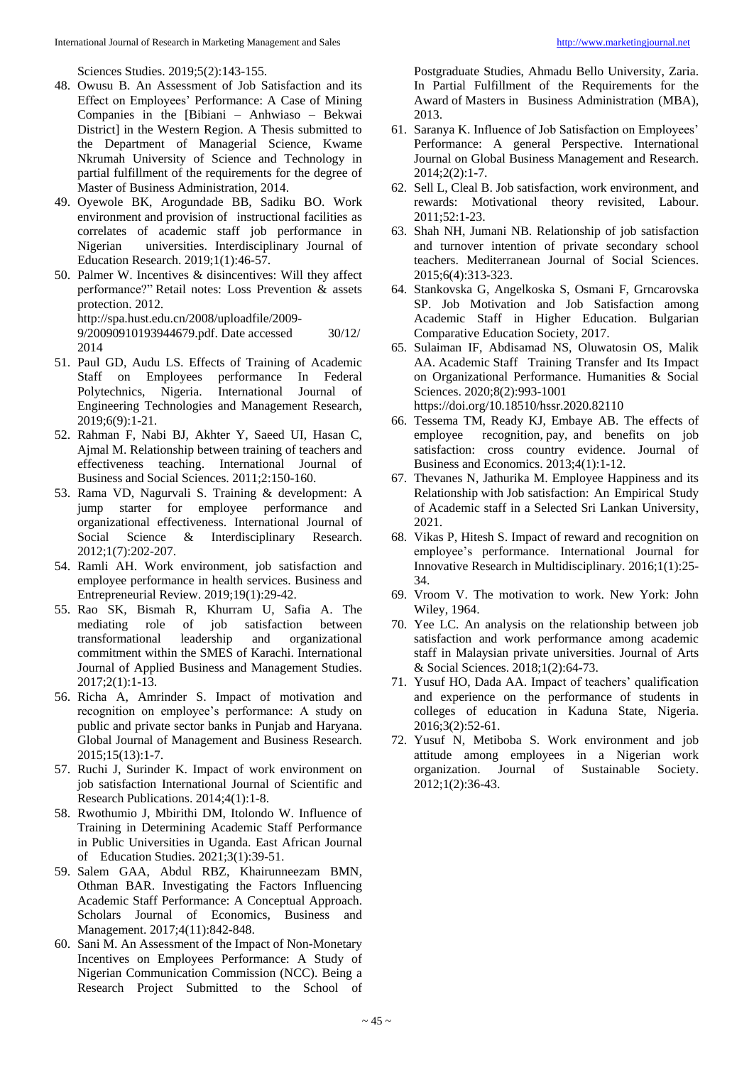Sciences Studies. 2019;5(2):143-155.

48. Owusu B. An Assessment of Job Satisfaction and its Effect on Employees' Performance: A Case of Mining Companies in the [Bibiani – Anhwiaso – Bekwai District] in the Western Region. A Thesis submitted to the Department of Managerial Science, Kwame Nkrumah University of Science and Technology in partial fulfillment of the requirements for the degree of Master of Business Administration, 2014.
49. Oyewole BK, Arogundade BB, Sadiku BO. Work environment and provision of instructional facilities as correlates of academic staff job performance in Nigerian universities. Interdisciplinary Journal of Education Research. 2019;1(1):46-57.
50. Palmer W. Incentives & disincentives: Will they affect performance?" Retail notes: Loss Prevention & assets protection. 2012. http://spa.hust.edu.cn/2008/uploadfile/2009-9/20090910193944679.pdf. Date accessed 30/12/2014
51. Paul GD, Audu LS. Effects of Training of Academic Staff on Employees performance In Federal Polytechnics, Nigeria. International Journal of Engineering Technologies and Management Research, 2019;6(9):1-21.
52. Rahman F, Nabi BJ, Akhter Y, Saeed UI, Hasan C, Ajmal M. Relationship between training of teachers and effectiveness teaching. International Journal of Business and Social Sciences. 2011;2:150-160.
53. Rama VD, Nagurvali S. Training & development: A jump starter for employee performance and organizational effectiveness. International Journal of Social Science & Interdisciplinary Research. 2012;1(7):202-207.
54. Ramli AH. Work environment, job satisfaction and employee performance in health services. Business and Entrepreneurial Review. 2019;19(1):29-42.
55. Rao SK, Bismah R, Khurram U, Safia A. The mediating role of job satisfaction between transformational leadership and organizational commitment within the SMES of Karachi. International Journal of Applied Business and Management Studies. 2017;2(1):1-13.
56. Richa A, Amrinder S. Impact of motivation and recognition on employee's performance: A study on public and private sector banks in Punjab and Haryana. Global Journal of Management and Business Research. 2015;15(13):1-7.
57. Ruchi J, Surinder K. Impact of work environment on job satisfaction International Journal of Scientific and Research Publications. 2014;4(1):1-8.
58. Rwothumio J, Mbirithi DM, Itolondo W. Influence of Training in Determining Academic Staff Performance in Public Universities in Uganda. East African Journal of Education Studies. 2021;3(1):39-51.
59. Salem GAA, Abdul RBZ, Khairunneezam BMN, Othman BAR. Investigating the Factors Influencing Academic Staff Performance: A Conceptual Approach. Scholars Journal of Economics, Business and Management. 2017;4(11):842-848.
60. Sani M. An Assessment of the Impact of Non-Monetary Incentives on Employees Performance: A Study of Nigerian Communication Commission (NCC). Being a Research Project Submitted to the School of Postgraduate Studies, Ahmadu Bello University, Zaria. In Partial Fulfillment of the Requirements for the Award of Masters in Business Administration (MBA), 2013.
61. Saranya K. Influence of Job Satisfaction on Employees' Performance: A general Perspective. International Journal on Global Business Management and Research. 2014;2(2):1-7.
62. Sell L, Cleal B. Job satisfaction, work environment, and rewards: Motivational theory revisited, Labour. 2011;52:1-23.
63. Shah NH, Jumani NB. Relationship of job satisfaction and turnover intention of private secondary school teachers. Mediterranean Journal of Social Sciences. 2015;6(4):313-323.
64. Stankovska G, Angelkoska S, Osmani F, Grncarovska SP. Job Motivation and Job Satisfaction among Academic Staff in Higher Education. Bulgarian Comparative Education Society, 2017.
65. Sulaiman IF, Abdisamad NS, Oluwatosin OS, Malik AA. Academic Staff Training Transfer and Its Impact on Organizational Performance. Humanities & Social Sciences. 2020;8(2):993-1001 https://doi.org/10.18510/hssr.2020.82110
66. Tessema TM, Ready KJ, Embaye AB. The effects of employee recognition, pay, and benefits on job satisfaction: cross country evidence. Journal of Business and Economics. 2013;4(1):1-12.
67. Thevanes N, Jathurika M. Employee Happiness and its Relationship with Job satisfaction: An Empirical Study of Academic staff in a Selected Sri Lankan University, 2021.
68. Vikas P, Hitesh S. Impact of reward and recognition on employee's performance. International Journal for Innovative Research in Multidisciplinary. 2016;1(1):25-34.
69. Vroom V. The motivation to work. New York: John Wiley, 1964.
70. Yee LC. An analysis on the relationship between job satisfaction and work performance among academic staff in Malaysian private universities. Journal of Arts & Social Sciences. 2018;1(2):64-73.
71. Yusuf HO, Dada AA. Impact of teachers' qualification and experience on the performance of students in colleges of education in Kaduna State, Nigeria. 2016;3(2):52-61.
72. Yusuf N, Metiboba S. Work environment and job attitude among employees in a Nigerian work organization. Journal of Sustainable Society. 2012;1(2):36-43.